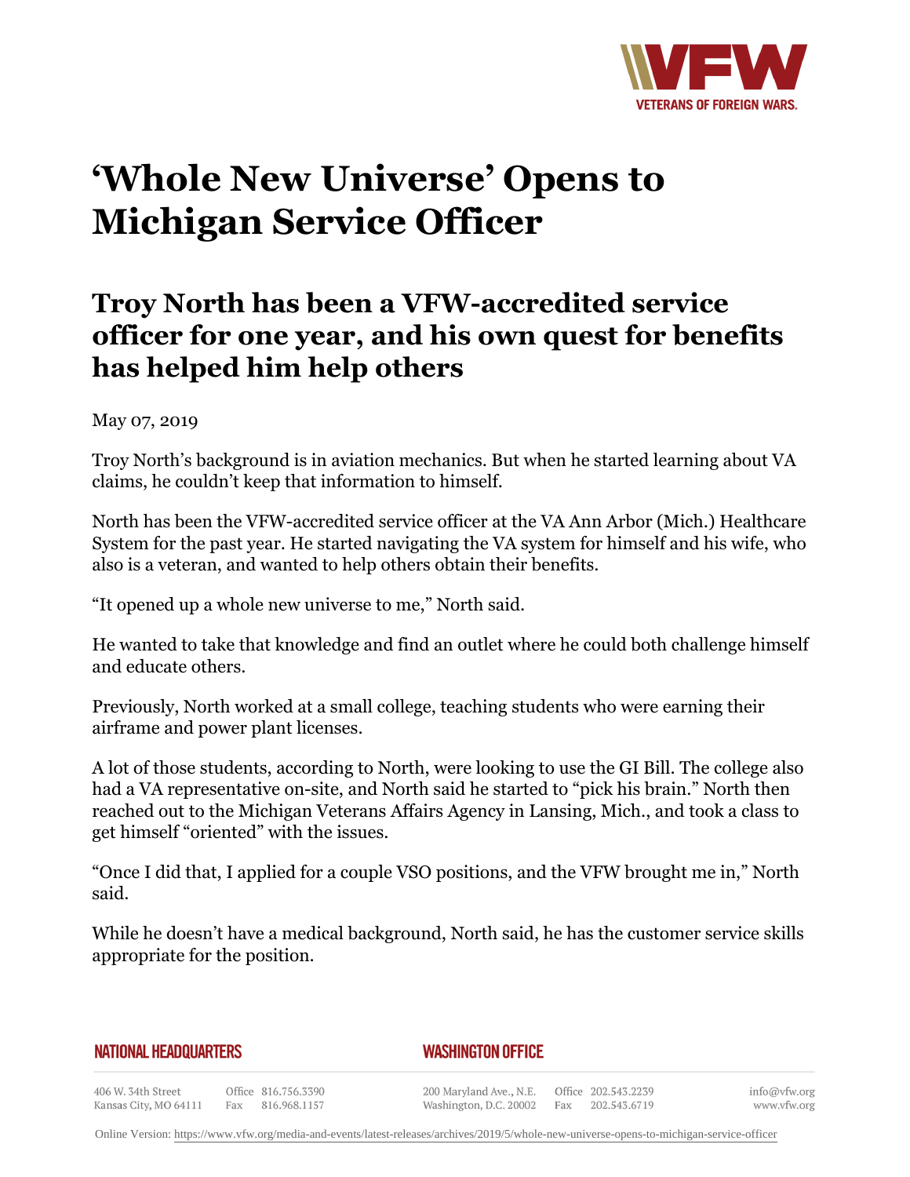# 'Whole New Universe' Opens to Michigan Service Officer

## Troy North has been a VFW-accredited service officer for one year, and his own quest for benefits has helped him help others

May 07, 2019

Troy North's background is in aviation mechanics. But when he started learning about VA claims, he couldn't keep that information to himself.

North has been the VFW-accredited service officer at the VA Ann Arbor (Mich.) Healthcare System for the past year. He started navigating the VA system for himself and his wife, who also is a veteran, and wanted to help others obtain their benefits.

"It opened up a whole new universe to me," North said.

He wanted to take that knowledge and find an outlet where he could both challenge himself and educate others.

Previously, North worked at a small college, teaching students who were earning their airframe and power plant licenses.

A lot of those students, according to North, were looking to use the GI Bill. The college also had a VA representative on-site, and North said he started to "pick his brain." North then reached out to the Michigan Veterans Affairs Agency in Lansing, Mich., and took a class to get himself "oriented" with the issues.

"Once I did that, I applied for a couple VSO positions, and the VFW brought me in," North said.

While he doesn't have a medical background, North said, he has the customer service skills appropriate for the position.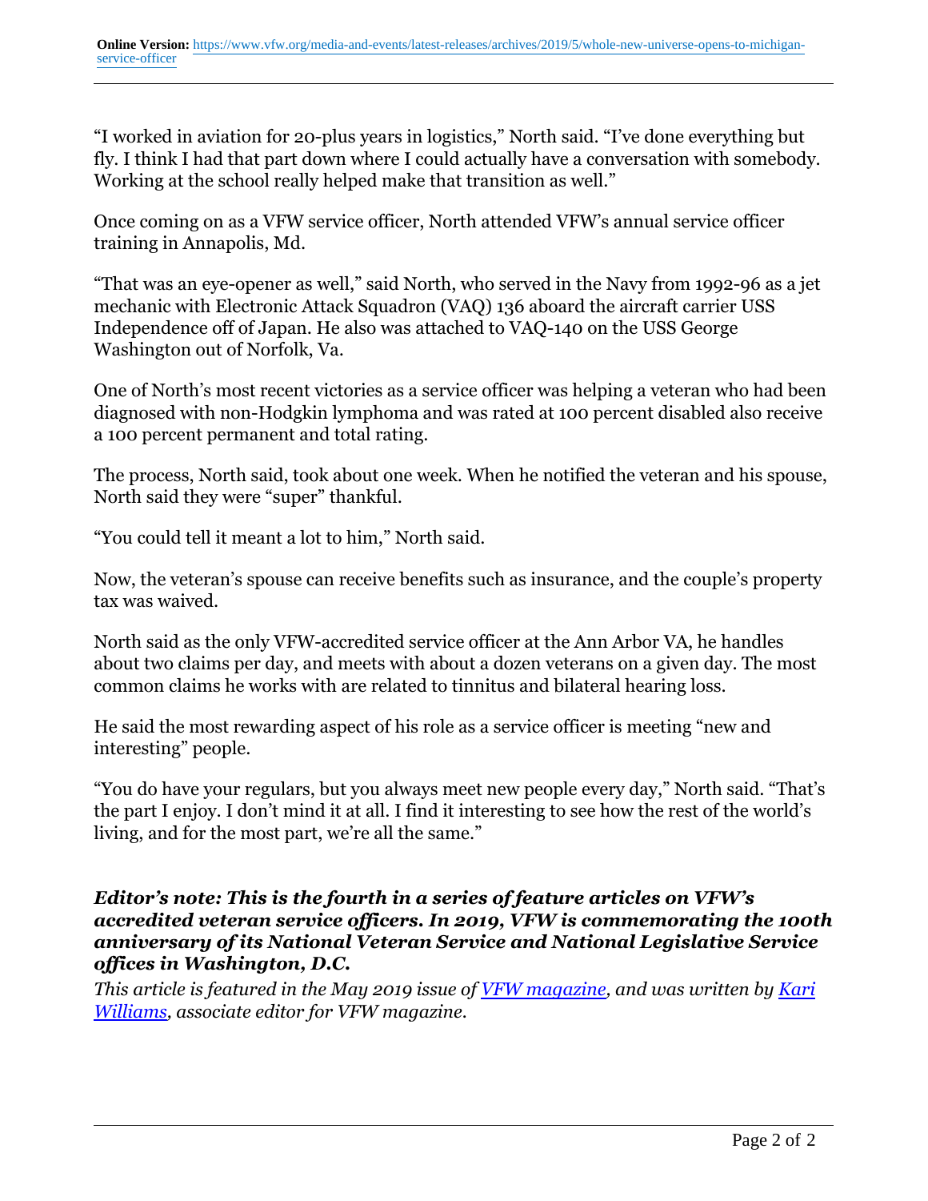"I worked in aviation for 20-plus years in logistics," North said. "I've done everything but fly. I think I had that part down where I could actually have a conversation with somebody. Working at the school really helped make that transition as well."

Once coming on as a VFW service officer, North attended VFW's annual service officer training in Annapolis, Md.

"That was an eye-opener as well," said North, who served in the Navy from 1992-96 as a jet mechanic with Electronic Attack Squadron (VAQ) 136 aboard the aircraft carrier USS Independence off of Japan. He also was attached to VAQ-140 on the USS George Washington out of Norfolk, Va.

One of North's most recent victories as a service officer was helping a veteran who had been diagnosed with non-Hodgkin lymphoma and was rated at 100 percent disabled also receive a 100 percent permanent and total rating.

The process, North said, took about one week. When he notified the veteran and his spouse, North said they were "super" thankful.

"You could tell it meant a lot to him," North said.

Now, the veteran's spouse can receive benefits such as insurance, and the couple's property tax was waived.

North said as the only VFW-accredited service officer at the Ann Arbor VA, he handles about two claims per day, and meets with about a dozen veterans on a given day. The most common claims he works with are related to tinnitus and bilateral hearing loss.

He said the most rewarding aspect of his role as a service officer is meeting "new and interesting" people.

"You do have your regulars, but you always meet new people every day," North said. "That's the part I enjoy. I don't mind it at all. I find it interesting to see how the rest of the world's living, and for the most part, we're all the same."

***Editor's note: This is the fourth in a series of feature articles on VFW's accredited veteran service officers. In 2019, VFW is commemorating the 100th anniversary of its National Veteran Service and National Legislative Service offices in Washington, D.C.***

*This article is featured in the May 2019 issue of [VFW magazine](), and was written by [Kari Williams](), associate editor for VFW magazine.*